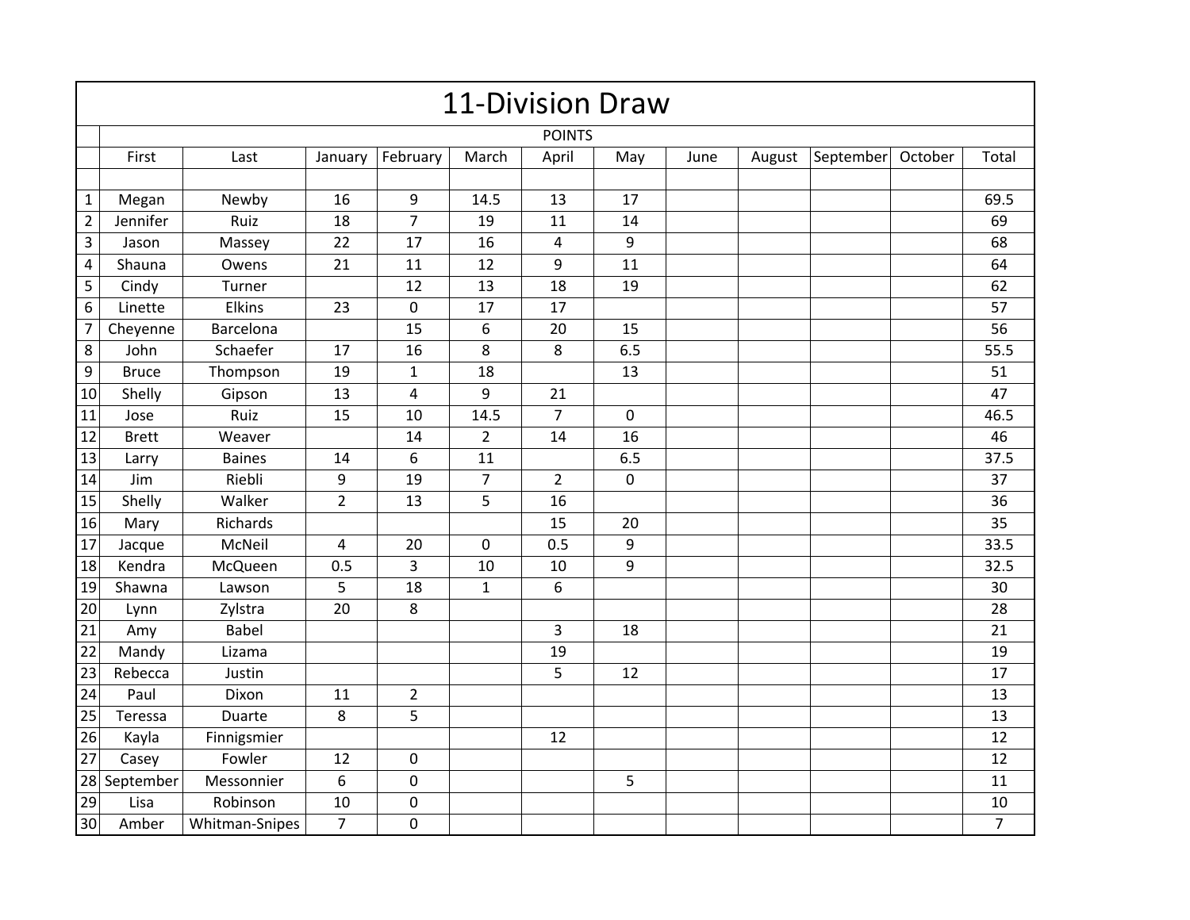# 11-Division Draw

| | First | Last | January | February | March | April | May | June | August | September | October | Total |
|---|---|---|---|---|---|---|---|---|---|---|---|---|
| | | | POINTS | | | | | | | | | |
| 1 | Megan | Newby | 16 | 9 | 14.5 | 13 | 17 | | | | | 69.5 |
| 2 | Jennifer | Ruiz | 18 | 7 | 19 | 11 | 14 | | | | | 69 |
| 3 | Jason | Massey | 22 | 17 | 16 | 4 | 9 | | | | | 68 |
| 4 | Shauna | Owens | 21 | 11 | 12 | 9 | 11 | | | | | 64 |
| 5 | Cindy | Turner | | 12 | 13 | 18 | 19 | | | | | 62 |
| 6 | Linette | Elkins | 23 | 0 | 17 | 17 | | | | | | 57 |
| 7 | Cheyenne | Barcelona | | 15 | 6 | 20 | 15 | | | | | 56 |
| 8 | John | Schaefer | 17 | 16 | 8 | 8 | 6.5 | | | | | 55.5 |
| 9 | Bruce | Thompson | 19 | 1 | 18 | | 13 | | | | | 51 |
| 10 | Shelly | Gipson | 13 | 4 | 9 | 21 | | | | | | 47 |
| 11 | Jose | Ruiz | 15 | 10 | 14.5 | 7 | 0 | | | | | 46.5 |
| 12 | Brett | Weaver | | 14 | 2 | 14 | 16 | | | | | 46 |
| 13 | Larry | Baines | 14 | 6 | 11 | | 6.5 | | | | | 37.5 |
| 14 | Jim | Riebli | 9 | 19 | 7 | 2 | 0 | | | | | 37 |
| 15 | Shelly | Walker | 2 | 13 | 5 | 16 | | | | | | 36 |
| 16 | Mary | Richards | | | | 15 | 20 | | | | | 35 |
| 17 | Jacque | McNeil | 4 | 20 | 0 | 0.5 | 9 | | | | | 33.5 |
| 18 | Kendra | McQueen | 0.5 | 3 | 10 | 10 | 9 | | | | | 32.5 |
| 19 | Shawna | Lawson | 5 | 18 | 1 | 6 | | | | | | 30 |
| 20 | Lynn | Zylstra | 20 | 8 | | | | | | | | 28 |
| 21 | Amy | Babel | | | | 3 | 18 | | | | | 21 |
| 22 | Mandy | Lizama | | | | 19 | | | | | | 19 |
| 23 | Rebecca | Justin | | | | 5 | 12 | | | | | 17 |
| 24 | Paul | Dixon | 11 | 2 | | | | | | | | 13 |
| 25 | Teressa | Duarte | 8 | 5 | | | | | | | | 13 |
| 26 | Kayla | Finnigsmier | | | | 12 | | | | | | 12 |
| 27 | Casey | Fowler | 12 | 0 | | | | | | | | 12 |
| 28 | September | Messonnier | 6 | 0 | | | 5 | | | | | 11 |
| 29 | Lisa | Robinson | 10 | 0 | | | | | | | | 10 |
| 30 | Amber | Whitman-Snipes | 7 | 0 | | | | | | | | 7 |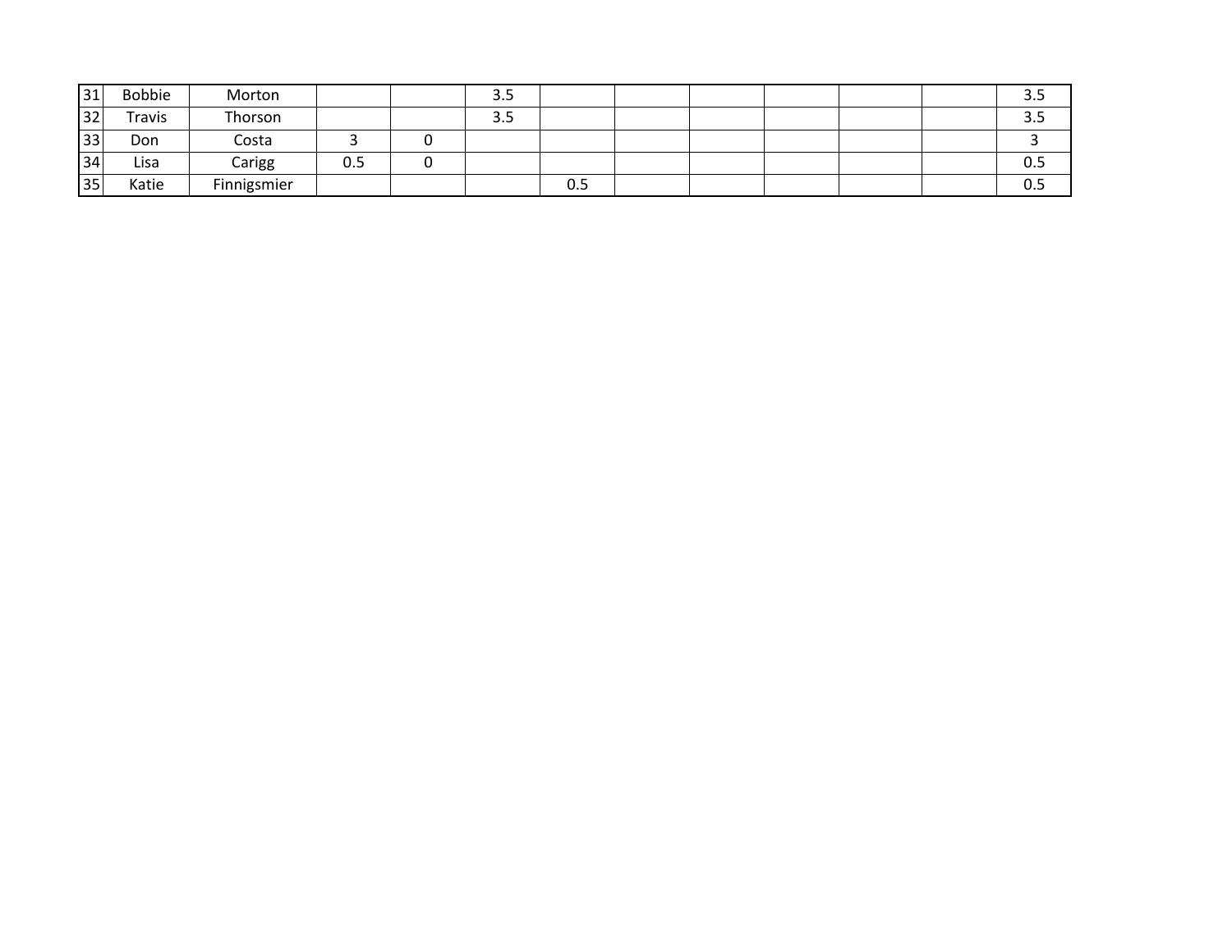| | | | | | | | | | | | | |
|---|---|---|---|---|---|---|---|---|---|---|---|---|
| 31 | Bobbie | Morton | | | 3.5 | | | | | | | 3.5 |
| 32 | Travis | Thorson | | | 3.5 | | | | | | | 3.5 |
| 33 | Don | Costa | 3 | 0 | | | | | | | | 3 |
| 34 | Lisa | Carigg | 0.5 | 0 | | | | | | | | 0.5 |
| 35 | Katie | Finnigsmier | | | | 0.5 | | | | | | 0.5 |